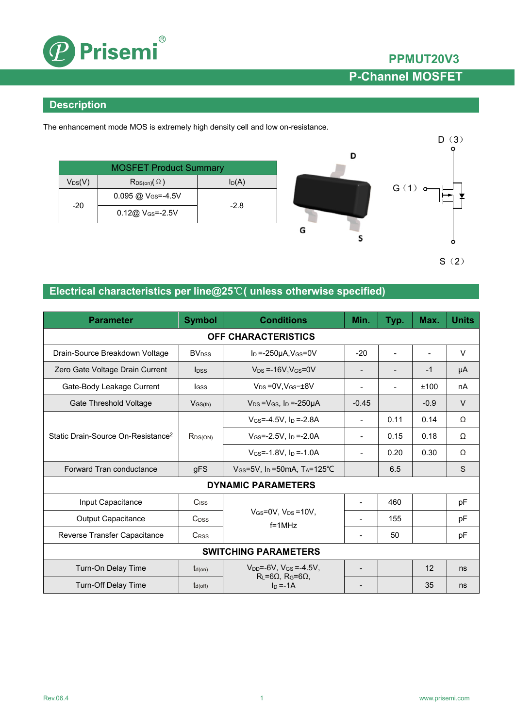# PPMUT20V3

## P-Channel MOSFET

## Description

The enhancement mode MOS is extremely high density cell and low on-resistance.

| MOSFET Product Summary | | |
|---|---|---|
| $V_{DS}$(V) | $R_{DS(on)}$(Ω) | $I_D$(A) |
| -20 | 0.095 @ $V_{GS}$=-4.5V | -2.8 |
| | 0.12@ $V_{GS}$=-2.5V | |

D（3）

G（1）

S（2）

## Electrical characteristics per line@25℃( unless otherwise specified)

| Parameter | Symbol | Conditions | Min. | Typ. | Max. | Units |
|---|---|---|---|---|---|---|
| **OFF CHARACTERISTICS** | | | | | | |
| Drain-Source Breakdown Voltage | $BV_{DSS}$ | $I_D$=-250μA,$V_{GS}$=0V | -20 | - | - | V |
| Zero Gate Voltage Drain Current | $I_{DSS}$ | $V_{DS}$=-16V,$V_{GS}$=0V | - | - | -1 | μA |
| Gate-Body Leakage Current | $I_{GSS}$ | $V_{DS}$=0V,$V_{GS}$=±8V | - | - | ±100 | nA |
| Gate Threshold Voltage | $V_{GS(th)}$ | $V_{DS}$=$V_{GS}$, $I_D$=-250μA | -0.45 | | -0.9 | V |
| Static Drain-Source On-Resistance[2] | $R_{DS(ON)}$ | $V_{GS}$=-4.5V, $I_D$=-2.8A | - | 0.11 | 0.14 | Ω |
| | | $V_{GS}$=-2.5V, $I_D$=-2.0A | - | 0.15 | 0.18 | Ω |
| | | $V_{GS}$=-1.8V, $I_D$=-1.0A | - | 0.20 | 0.30 | Ω |
| Forward Tran conductance | gFS | $V_{GS}$=5V, $I_D$=50mA, $T_A$=125℃ | | 6.5 | | S |
| **DYNAMIC PARAMETERS** | | | | | | |
| Input Capacitance | $C_{ISS}$ | $V_{GS}$=0V, $V_{DS}$=10V, f=1MHz | - | 460 | | pF |
| Output Capacitance | $C_{OSS}$ | | - | 155 | | pF |
| Reverse Transfer Capacitance | $C_{RSS}$ | | - | 50 | | pF |
| **SWITCHING PARAMETERS** | | | | | | |
| Turn-On Delay Time | $t_{d(on)}$ | $V_{DD}$=-6V, $V_{GS}$=-4.5V, $R_L$=6Ω, $R_G$=6Ω, $I_D$=-1A | - | | 12 | ns |
| Turn-Off Delay Time | $t_{d(off)}$ | | - | | 35 | ns |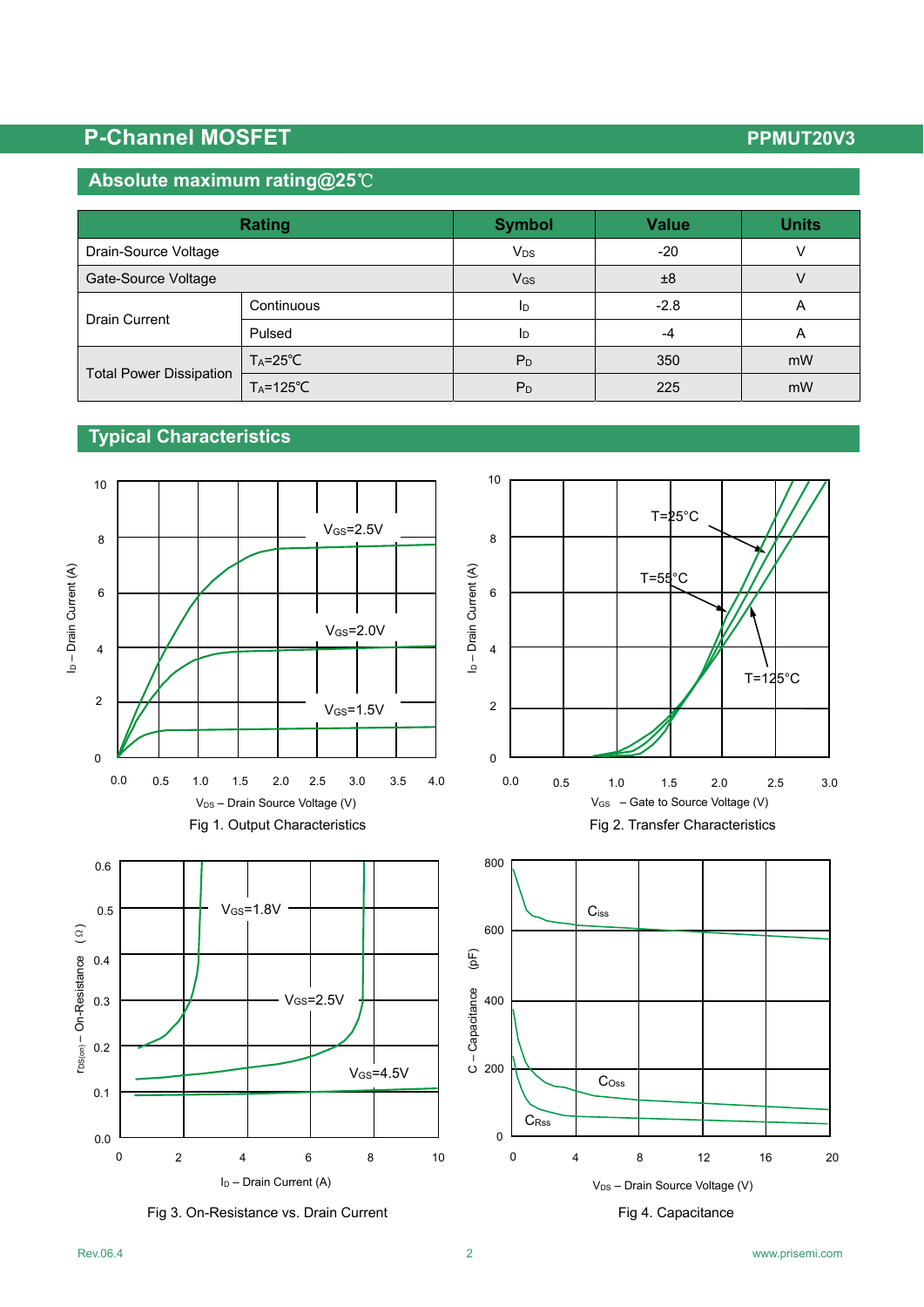## Absolute maximum rating@25℃

| Rating | | Symbol | Value | Units |
|---|---|---|---|---|
| Drain-Source Voltage | | $V_{DS}$ | -20 | V |
| Gate-Source Voltage | | $V_{GS}$ | ±8 | V |
| Drain Current | Continuous | $I_D$ | -2.8 | A |
| | Pulsed | $I_D$ | -4 | A |
| Total Power Dissipation | $T_A$=25℃ | $P_D$ | 350 | mW |
| | $T_A$=125℃ | $P_D$ | 225 | mW |

## Typical Characteristics

Fig 1. Output Characteristics

Fig 2. Transfer Characteristics

Fig 3. On-Resistance vs. Drain Current

Fig 4. Capacitance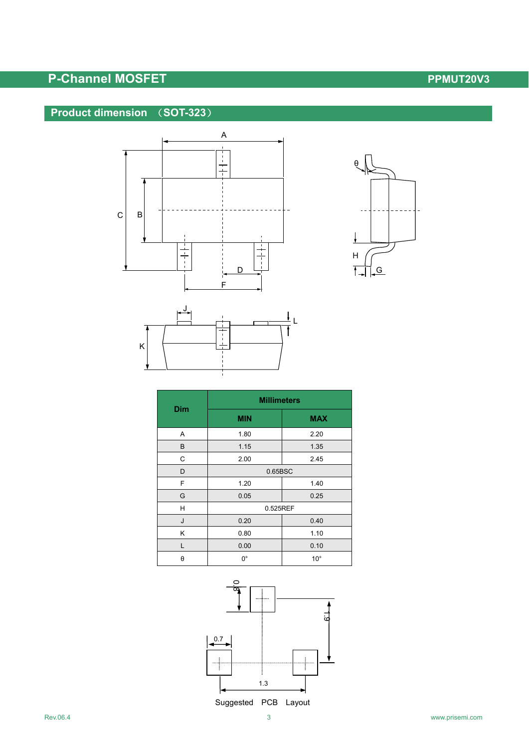## Product dimension （SOT-323）

| Dim | Millimeters | |
|---|---|---|
| | MIN | MAX |
| A | 1.80 | 2.20 |
| B | 1.15 | 1.35 |
| C | 2.00 | 2.45 |
| D | 0.65BSC | |
| F | 1.20 | 1.40 |
| G | 0.05 | 0.25 |
| H | 0.525REF | |
| J | 0.20 | 0.40 |
| K | 0.80 | 1.10 |
| L | 0.00 | 0.10 |
| θ | 0° | 10° |

Suggested PCB Layout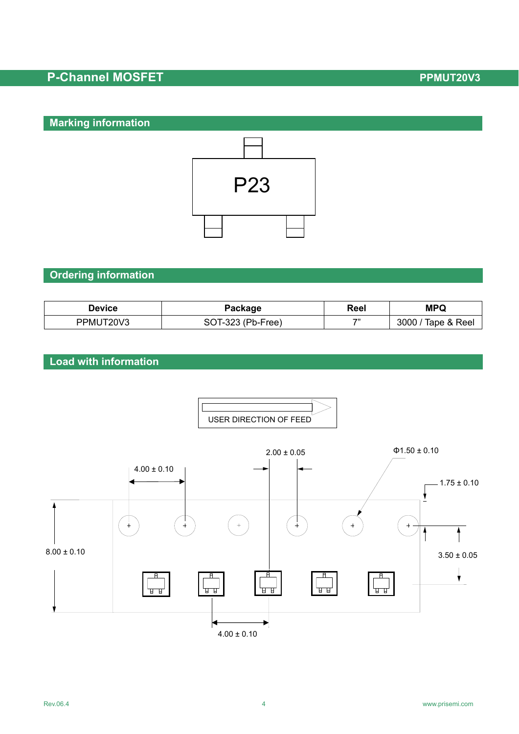## Marking information

P23

## Ordering information

| Device | Package | Reel | MPQ |
|---|---|---|---|
| PPMUT20V3 | SOT-323 (Pb-Free) | 7” | 3000 / Tape & Reel |

## Load with information

USER DIRECTION OF FEED

4.00 ± 0.10

2.00 ± 0.05

Φ1.50 ± 0.10

1.75 ± 0.10

8.00 ± 0.10

3.50 ± 0.05

4.00 ± 0.10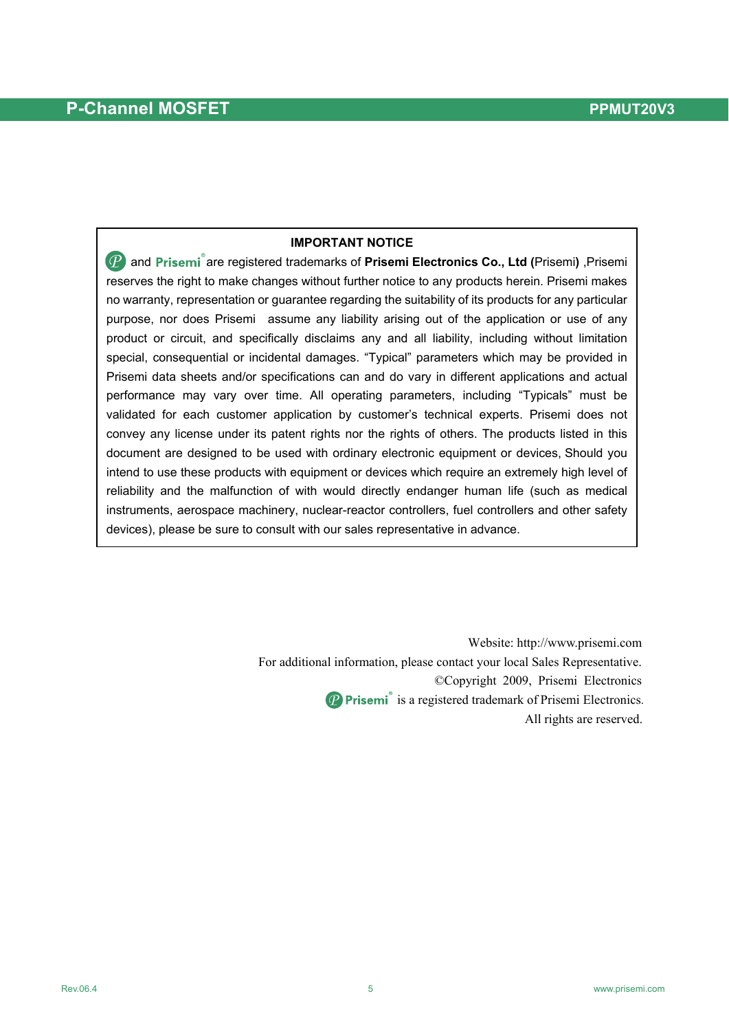## IMPORTANT NOTICE

and **Prisemi**® are registered trademarks of **Prisemi Electronics Co., Ltd (**Prisemi**)** ,Prisemi reserves the right to make changes without further notice to any products herein. Prisemi makes no warranty, representation or guarantee regarding the suitability of its products for any particular purpose, nor does Prisemi assume any liability arising out of the application or use of any product or circuit, and specifically disclaims any and all liability, including without limitation special, consequential or incidental damages. "Typical" parameters which may be provided in Prisemi data sheets and/or specifications can and do vary in different applications and actual performance may vary over time. All operating parameters, including "Typicals" must be validated for each customer application by customer's technical experts. Prisemi does not convey any license under its patent rights nor the rights of others. The products listed in this document are designed to be used with ordinary electronic equipment or devices, Should you intend to use these products with equipment or devices which require an extremely high level of reliability and the malfunction of with would directly endanger human life (such as medical instruments, aerospace machinery, nuclear-reactor controllers, fuel controllers and other safety devices), please be sure to consult with our sales representative in advance.

Website: http://www.prisemi.com

For additional information, please contact your local Sales Representative.

©Copyright 2009, Prisemi Electronics

**Prisemi**® is a registered trademark of Prisemi Electronics.

All rights are reserved.